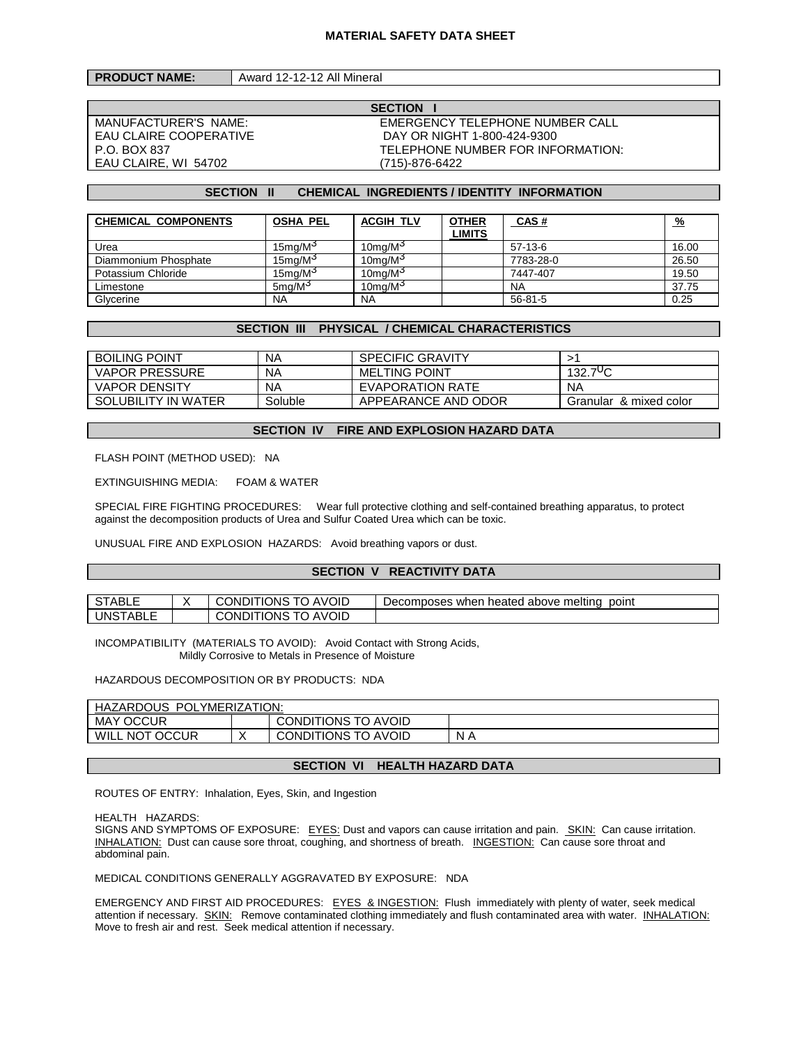# MATERIAL SAFETY DATA SHEET

| **PRODUCT NAME:** | Award 12-12-12 All Mineral |
|---|---|

## SECTION I

| MANUFACTURER'S NAME: | EMERGENCY TELEPHONE NUMBER CALL |
|---|---|
| EAU CLAIRE COOPERATIVE | DAY OR NIGHT 1-800-424-9300 |
| P.O. BOX 837 | TELEPHONE NUMBER FOR INFORMATION: |
| EAU CLAIRE, WI 54702 | (715)-876-6422 |

## SECTION II CHEMICAL INGREDIENTS / IDENTITY INFORMATION

| CHEMICAL COMPONENTS | OSHA PEL | ACGIH TLV | OTHER LIMITS | CAS # | % |
|---|---|---|---|---|---|
| Urea | $15mg/M^3$ | $10mg/M^3$ | | 57-13-6 | 16.00 |
| Diammonium Phosphate | $15mg/M^3$ | $10mg/M^3$ | | 7783-28-0 | 26.50 |
| Potassium Chloride | $15mg/M^3$ | $10mg/M^3$ | | 7447-407 | 19.50 |
| Limestone | $5mg/M^3$ | $10mg/M^3$ | | NA | 37.75 |
| Glycerine | NA | NA | | 56-81-5 | 0.25 |

## SECTION III PHYSICAL / CHEMICAL CHARACTERISTICS

| BOILING POINT | NA | SPECIFIC GRAVITY | >1 |
|---|---|---|---|
| VAPOR PRESSURE | NA | MELTING POINT | $132.7^0C$ |
| VAPOR DENSITY | NA | EVAPORATION RATE | NA |
| SOLUBILITY IN WATER | Soluble | APPEARANCE AND ODOR | Granular & mixed color |

## SECTION IV FIRE AND EXPLOSION HAZARD DATA

FLASH POINT (METHOD USED): NA

EXTINGUISHING MEDIA: FOAM & WATER

SPECIAL FIRE FIGHTING PROCEDURES: Wear full protective clothing and self-contained breathing apparatus, to protect against the decomposition products of Urea and Sulfur Coated Urea which can be toxic.

UNUSUAL FIRE AND EXPLOSION HAZARDS: Avoid breathing vapors or dust.

## SECTION V REACTIVITY DATA

| STABLE | X | CONDITIONS TO AVOID | Decomposes when heated above melting point |
|---|---|---|---|
| UNSTABLE | | CONDITIONS TO AVOID | |

INCOMPATIBILITY (MATERIALS TO AVOID): Avoid Contact with Strong Acids, Mildly Corrosive to Metals in Presence of Moisture

HAZARDOUS DECOMPOSITION OR BY PRODUCTS: NDA

| HAZARDOUS POLYMERIZATION: | | | |
|---|---|---|---|
| MAY OCCUR | | CONDITIONS TO AVOID | |
| WILL NOT OCCUR | X | CONDITIONS TO AVOID | N A |

## SECTION VI HEALTH HAZARD DATA

ROUTES OF ENTRY: Inhalation, Eyes, Skin, and Ingestion

HEALTH HAZARDS:
SIGNS AND SYMPTOMS OF EXPOSURE: EYES: Dust and vapors can cause irritation and pain. SKIN: Can cause irritation. INHALATION: Dust can cause sore throat, coughing, and shortness of breath. INGESTION: Can cause sore throat and abdominal pain.

MEDICAL CONDITIONS GENERALLY AGGRAVATED BY EXPOSURE: NDA

EMERGENCY AND FIRST AID PROCEDURES: EYES & INGESTION: Flush immediately with plenty of water, seek medical attention if necessary. SKIN: Remove contaminated clothing immediately and flush contaminated area with water. INHALATION: Move to fresh air and rest. Seek medical attention if necessary.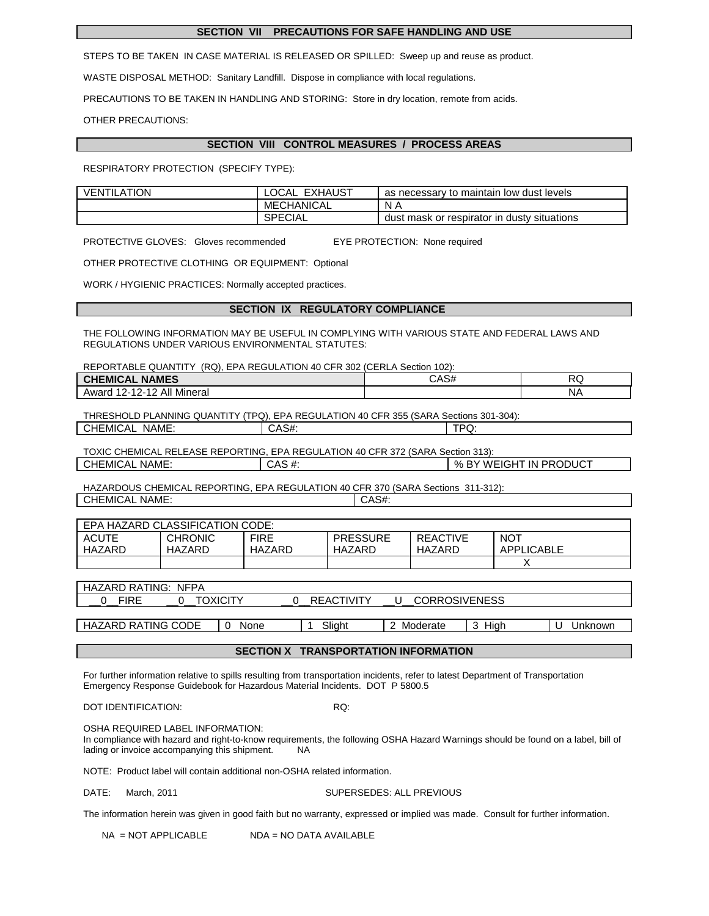## SECTION VII PRECAUTIONS FOR SAFE HANDLING AND USE

STEPS TO BE TAKEN IN CASE MATERIAL IS RELEASED OR SPILLED: Sweep up and reuse as product.

WASTE DISPOSAL METHOD: Sanitary Landfill. Dispose in compliance with local regulations.

PRECAUTIONS TO BE TAKEN IN HANDLING AND STORING: Store in dry location, remote from acids.

OTHER PRECAUTIONS:

## SECTION VIII CONTROL MEASURES / PROCESS AREAS

RESPIRATORY PROTECTION (SPECIFY TYPE):

| | | |
|---|---|---|
| VENTILATION | LOCAL EXHAUST | as necessary to maintain low dust levels |
| | MECHANICAL | N A |
| | SPECIAL | dust mask or respirator in dusty situations |

PROTECTIVE GLOVES: Gloves recommended    EYE PROTECTION: None required

OTHER PROTECTIVE CLOTHING OR EQUIPMENT: Optional

WORK / HYGIENIC PRACTICES: Normally accepted practices.

## SECTION IX REGULATORY COMPLIANCE

THE FOLLOWING INFORMATION MAY BE USEFUL IN COMPLYING WITH VARIOUS STATE AND FEDERAL LAWS AND REGULATIONS UNDER VARIOUS ENVIRONMENTAL STATUTES:

REPORTABLE QUANTITY (RQ), EPA REGULATION 40 CFR 302 (CERLA Section 102):

| CHEMICAL NAMES | CAS# | RQ |
|---|---|---|
| Award 12-12-12 All Mineral | | NA |

THRESHOLD PLANNING QUANTITY (TPQ), EPA REGULATION 40 CFR 355 (SARA Sections 301-304):

| CHEMICAL NAME: | CAS#: | TPQ: |
|---|---|---|

TOXIC CHEMICAL RELEASE REPORTING, EPA REGULATION 40 CFR 372 (SARA Section 313):

| CHEMICAL NAME: | CAS #: | % BY WEIGHT IN PRODUCT |
|---|---|---|

HAZARDOUS CHEMICAL REPORTING, EPA REGULATION 40 CFR 370 (SARA Sections 311-312):

| CHEMICAL NAME: | CAS#: |
|---|---|

| EPA HAZARD CLASSIFICATION CODE: | | | | | |
|---|---|---|---|---|---|
| ACUTE HAZARD | CHRONIC HAZARD | FIRE HAZARD | PRESSURE HAZARD | REACTIVE HAZARD | NOT APPLICABLE |
| | | | | | X |

| HAZARD RATING: NFPA |
|---|
| \_\_0\_\_FIRE \_\_0\_\_TOXICITY \_\_0\_\_REACTIVITY \_\_U\_\_CORROSIVENESS |

| HAZARD RATING CODE | 0 None | 1 Slight | 2 Moderate | 3 High | U Unknown |
|---|---|---|---|---|---|

## SECTION X TRANSPORTATION INFORMATION

For further information relative to spills resulting from transportation incidents, refer to latest Department of Transportation Emergency Response Guidebook for Hazardous Material Incidents. DOT P 5800.5

DOT IDENTIFICATION:    RQ:

OSHA REQUIRED LABEL INFORMATION:
In compliance with hazard and right-to-know requirements, the following OSHA Hazard Warnings should be found on a label, bill of lading or invoice accompanying this shipment. NA

NOTE: Product label will contain additional non-OSHA related information.

DATE: March, 2011    SUPERSEDES: ALL PREVIOUS

The information herein was given in good faith but no warranty, expressed or implied was made. Consult for further information.

NA = NOT APPLICABLE    NDA = NO DATA AVAILABLE